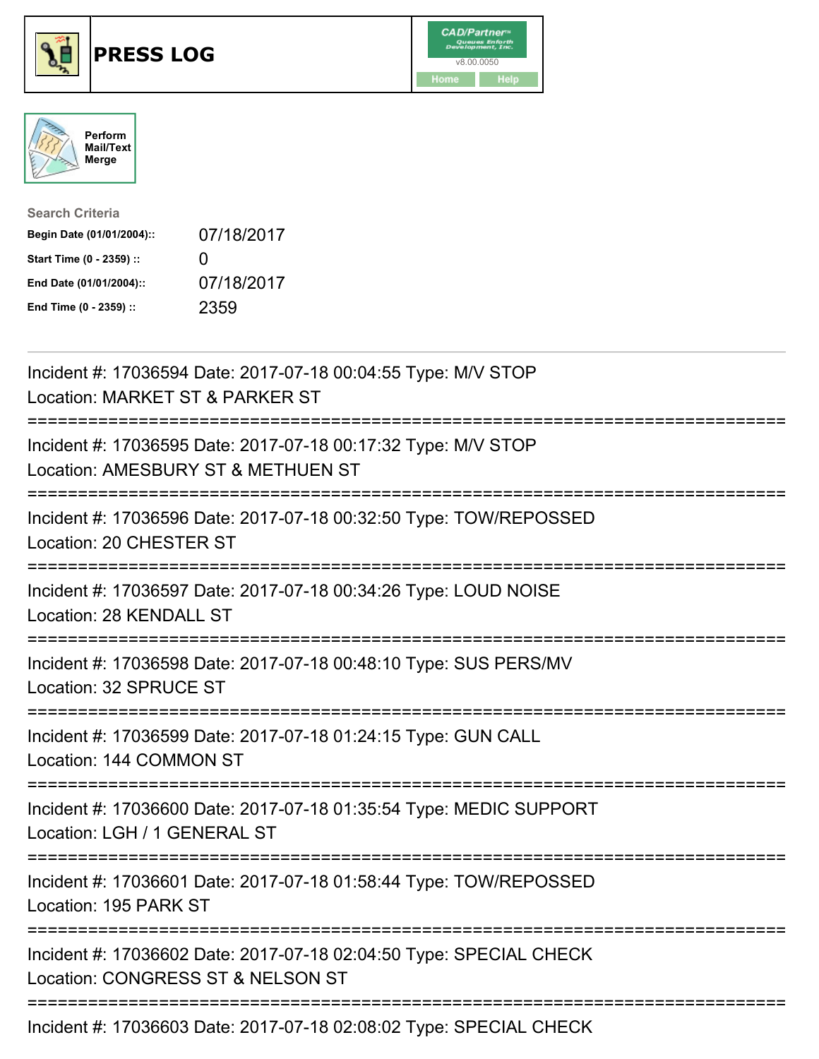# PRESS LOG

CAD/Partner
v8.00.0050
Home Help

Perform Mail/Text Merge

**Search Criteria**

| | |
|---|---|
| **Begin Date (01/01/2004)::** | 07/18/2017 |
| **Start Time (0 - 2359) ::** | 0 |
| **End Date (01/01/2004)::** | 07/18/2017 |
| **End Time (0 - 2359) ::** | 2359 |

---

Incident #: 17036594 Date: 2017-07-18 00:04:55 Type: M/V STOP
Location: MARKET ST & PARKER ST

===========================================================================

Incident #: 17036595 Date: 2017-07-18 00:17:32 Type: M/V STOP
Location: AMESBURY ST & METHUEN ST

===========================================================================

Incident #: 17036596 Date: 2017-07-18 00:32:50 Type: TOW/REPOSSED
Location: 20 CHESTER ST

===========================================================================

Incident #: 17036597 Date: 2017-07-18 00:34:26 Type: LOUD NOISE
Location: 28 KENDALL ST

===========================================================================

Incident #: 17036598 Date: 2017-07-18 00:48:10 Type: SUS PERS/MV
Location: 32 SPRUCE ST

===========================================================================

Incident #: 17036599 Date: 2017-07-18 01:24:15 Type: GUN CALL
Location: 144 COMMON ST

===========================================================================

Incident #: 17036600 Date: 2017-07-18 01:35:54 Type: MEDIC SUPPORT
Location: LGH / 1 GENERAL ST

===========================================================================

Incident #: 17036601 Date: 2017-07-18 01:58:44 Type: TOW/REPOSSED
Location: 195 PARK ST

===========================================================================

Incident #: 17036602 Date: 2017-07-18 02:04:50 Type: SPECIAL CHECK
Location: CONGRESS ST & NELSON ST

===========================================================================

Incident #: 17036603 Date: 2017-07-18 02:08:02 Type: SPECIAL CHECK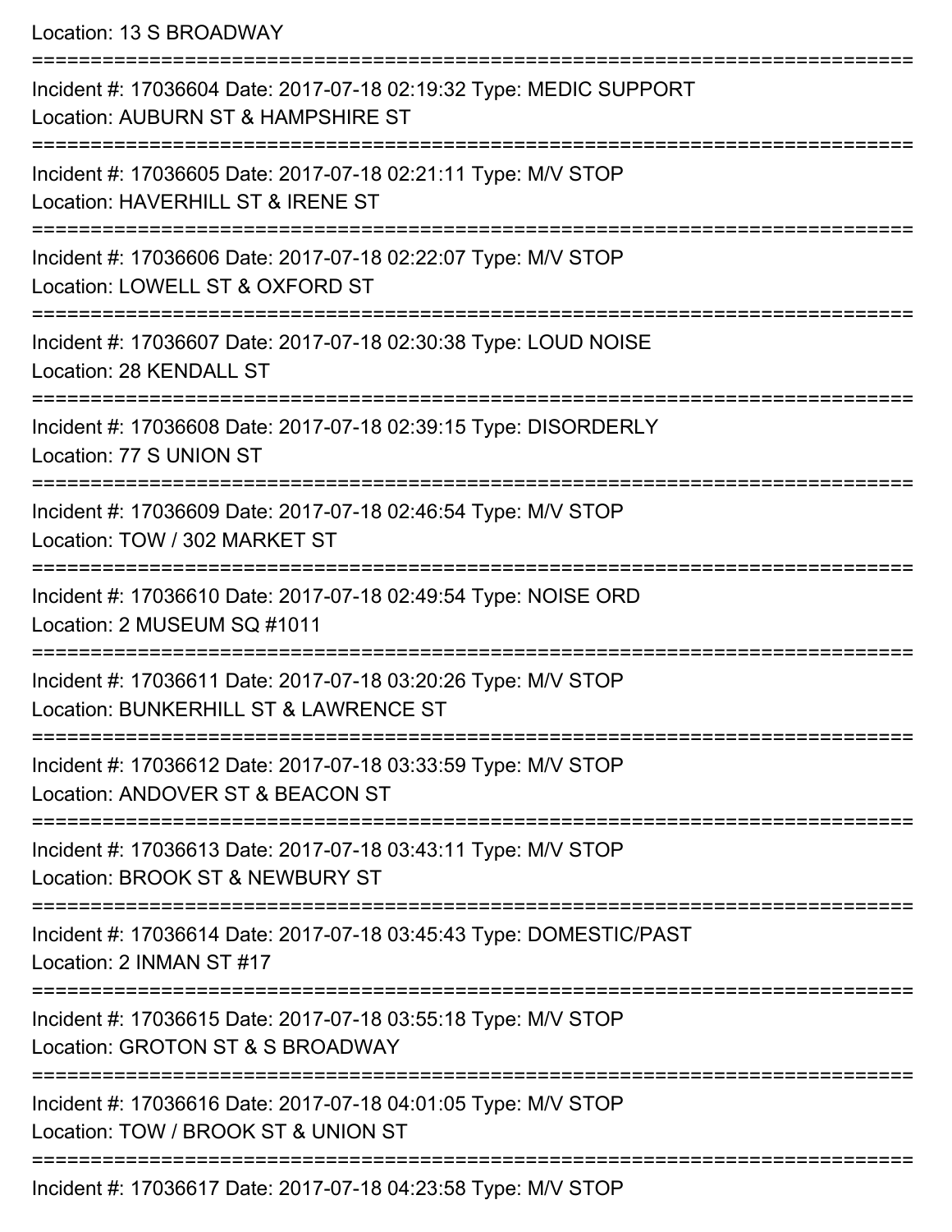Location: 13 S BROADWAY

===========================================================================

Incident #: 17036604 Date: 2017-07-18 02:19:32 Type: MEDIC SUPPORT
Location: AUBURN ST & HAMPSHIRE ST

===========================================================================

Incident #: 17036605 Date: 2017-07-18 02:21:11 Type: M/V STOP
Location: HAVERHILL ST & IRENE ST

===========================================================================

Incident #: 17036606 Date: 2017-07-18 02:22:07 Type: M/V STOP
Location: LOWELL ST & OXFORD ST

===========================================================================

Incident #: 17036607 Date: 2017-07-18 02:30:38 Type: LOUD NOISE
Location: 28 KENDALL ST

===========================================================================

Incident #: 17036608 Date: 2017-07-18 02:39:15 Type: DISORDERLY
Location: 77 S UNION ST

===========================================================================

Incident #: 17036609 Date: 2017-07-18 02:46:54 Type: M/V STOP
Location: TOW / 302 MARKET ST

===========================================================================

Incident #: 17036610 Date: 2017-07-18 02:49:54 Type: NOISE ORD
Location: 2 MUSEUM SQ #1011

===========================================================================

Incident #: 17036611 Date: 2017-07-18 03:20:26 Type: M/V STOP
Location: BUNKERHILL ST & LAWRENCE ST

===========================================================================

Incident #: 17036612 Date: 2017-07-18 03:33:59 Type: M/V STOP
Location: ANDOVER ST & BEACON ST

===========================================================================

Incident #: 17036613 Date: 2017-07-18 03:43:11 Type: M/V STOP
Location: BROOK ST & NEWBURY ST

===========================================================================

Incident #: 17036614 Date: 2017-07-18 03:45:43 Type: DOMESTIC/PAST
Location: 2 INMAN ST #17

===========================================================================

Incident #: 17036615 Date: 2017-07-18 03:55:18 Type: M/V STOP
Location: GROTON ST & S BROADWAY

===========================================================================

Incident #: 17036616 Date: 2017-07-18 04:01:05 Type: M/V STOP
Location: TOW / BROOK ST & UNION ST

===========================================================================

Incident #: 17036617 Date: 2017-07-18 04:23:58 Type: M/V STOP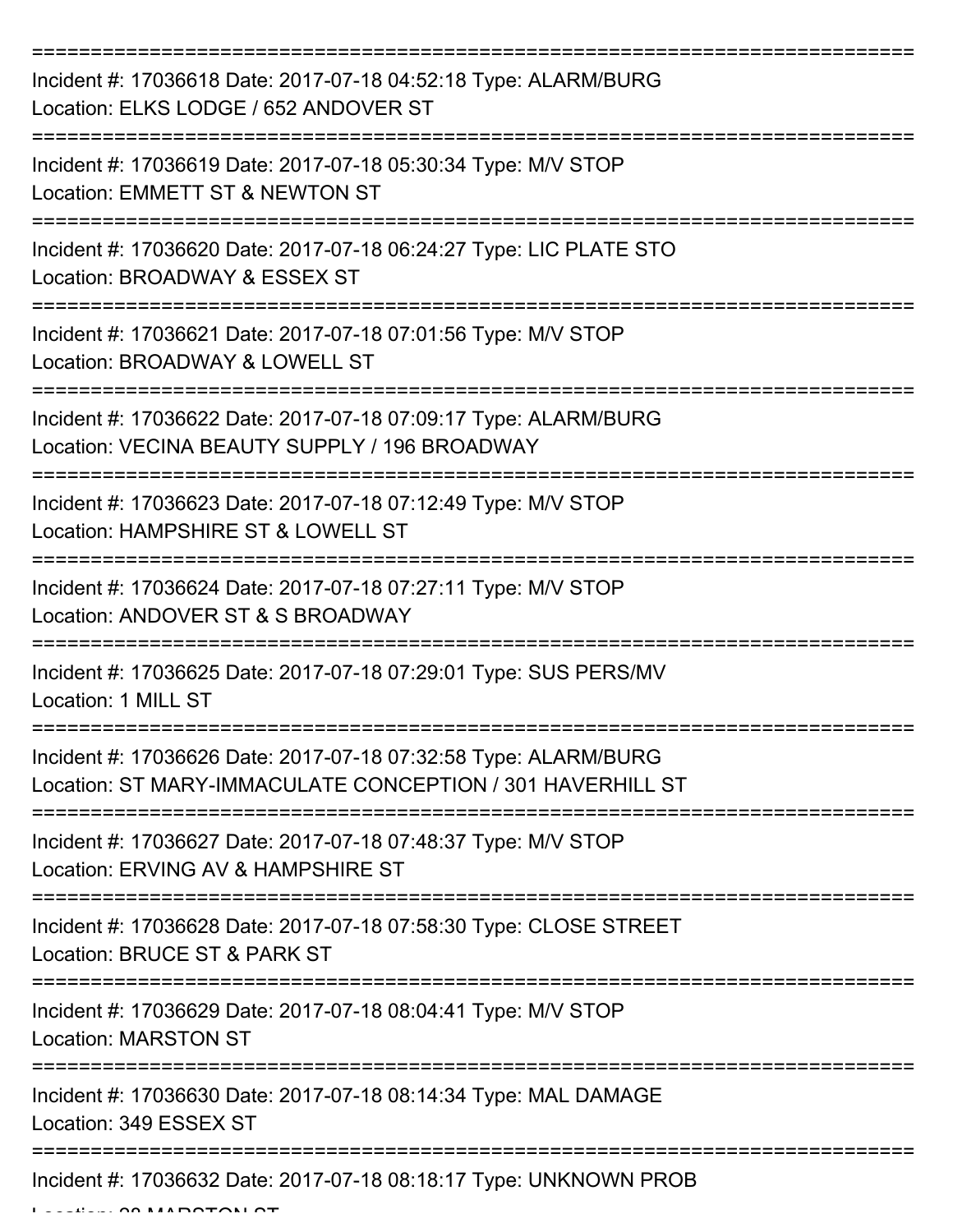===========================================================================

Incident #: 17036618 Date: 2017-07-18 04:52:18 Type: ALARM/BURG
Location: ELKS LODGE / 652 ANDOVER ST

===========================================================================

Incident #: 17036619 Date: 2017-07-18 05:30:34 Type: M/V STOP
Location: EMMETT ST & NEWTON ST

===========================================================================

Incident #: 17036620 Date: 2017-07-18 06:24:27 Type: LIC PLATE STO
Location: BROADWAY & ESSEX ST

===========================================================================

Incident #: 17036621 Date: 2017-07-18 07:01:56 Type: M/V STOP
Location: BROADWAY & LOWELL ST

===========================================================================

Incident #: 17036622 Date: 2017-07-18 07:09:17 Type: ALARM/BURG
Location: VECINA BEAUTY SUPPLY / 196 BROADWAY

===========================================================================

Incident #: 17036623 Date: 2017-07-18 07:12:49 Type: M/V STOP
Location: HAMPSHIRE ST & LOWELL ST

===========================================================================

Incident #: 17036624 Date: 2017-07-18 07:27:11 Type: M/V STOP
Location: ANDOVER ST & S BROADWAY

===========================================================================

Incident #: 17036625 Date: 2017-07-18 07:29:01 Type: SUS PERS/MV
Location: 1 MILL ST

===========================================================================

Incident #: 17036626 Date: 2017-07-18 07:32:58 Type: ALARM/BURG
Location: ST MARY-IMMACULATE CONCEPTION / 301 HAVERHILL ST

===========================================================================

Incident #: 17036627 Date: 2017-07-18 07:48:37 Type: M/V STOP
Location: ERVING AV & HAMPSHIRE ST

===========================================================================

Incident #: 17036628 Date: 2017-07-18 07:58:30 Type: CLOSE STREET
Location: BRUCE ST & PARK ST

===========================================================================

Incident #: 17036629 Date: 2017-07-18 08:04:41 Type: M/V STOP
Location: MARSTON ST

===========================================================================

Incident #: 17036630 Date: 2017-07-18 08:14:34 Type: MAL DAMAGE
Location: 349 ESSEX ST

===========================================================================

Incident #: 17036632 Date: 2017-07-18 08:18:17 Type: UNKNOWN PROB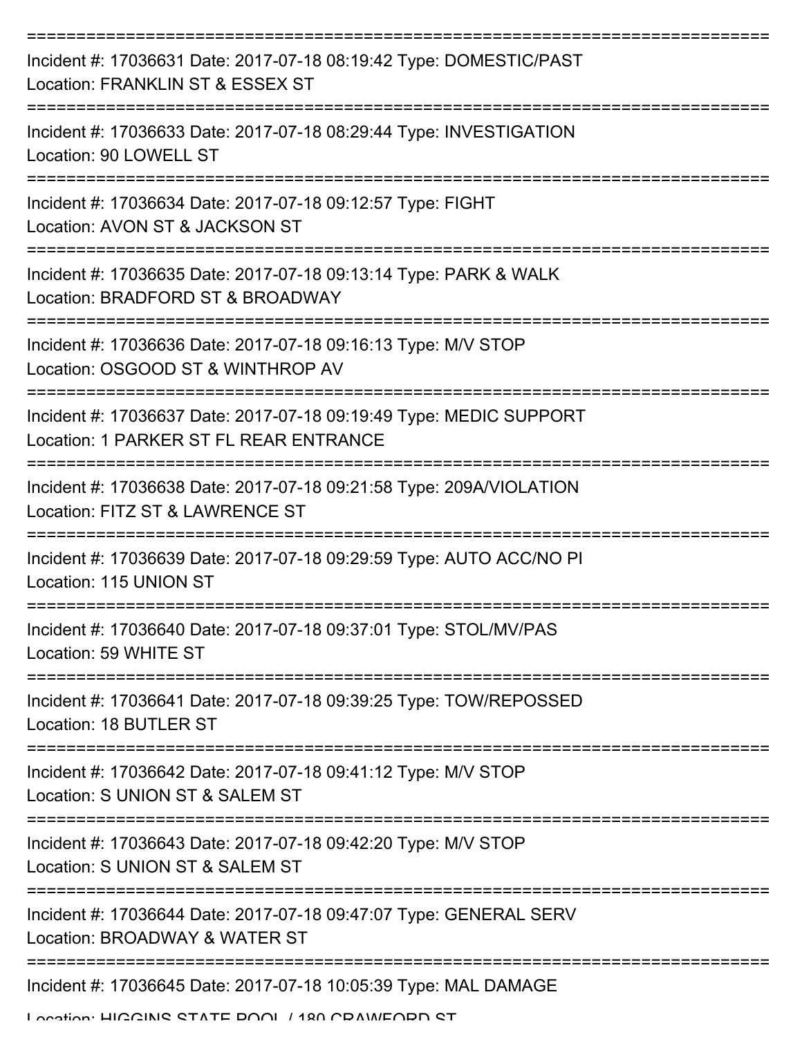===========================================================================

Incident #: 17036631 Date: 2017-07-18 08:19:42 Type: DOMESTIC/PAST
Location: FRANKLIN ST & ESSEX ST

===========================================================================

Incident #: 17036633 Date: 2017-07-18 08:29:44 Type: INVESTIGATION
Location: 90 LOWELL ST

===========================================================================

Incident #: 17036634 Date: 2017-07-18 09:12:57 Type: FIGHT
Location: AVON ST & JACKSON ST

===========================================================================

Incident #: 17036635 Date: 2017-07-18 09:13:14 Type: PARK & WALK
Location: BRADFORD ST & BROADWAY

===========================================================================

Incident #: 17036636 Date: 2017-07-18 09:16:13 Type: M/V STOP
Location: OSGOOD ST & WINTHROP AV

===========================================================================

Incident #: 17036637 Date: 2017-07-18 09:19:49 Type: MEDIC SUPPORT
Location: 1 PARKER ST FL REAR ENTRANCE

===========================================================================

Incident #: 17036638 Date: 2017-07-18 09:21:58 Type: 209A/VIOLATION
Location: FITZ ST & LAWRENCE ST

===========================================================================

Incident #: 17036639 Date: 2017-07-18 09:29:59 Type: AUTO ACC/NO PI
Location: 115 UNION ST

===========================================================================

Incident #: 17036640 Date: 2017-07-18 09:37:01 Type: STOL/MV/PAS
Location: 59 WHITE ST

===========================================================================

Incident #: 17036641 Date: 2017-07-18 09:39:25 Type: TOW/REPOSSED
Location: 18 BUTLER ST

===========================================================================

Incident #: 17036642 Date: 2017-07-18 09:41:12 Type: M/V STOP
Location: S UNION ST & SALEM ST

===========================================================================

Incident #: 17036643 Date: 2017-07-18 09:42:20 Type: M/V STOP
Location: S UNION ST & SALEM ST

===========================================================================

Incident #: 17036644 Date: 2017-07-18 09:47:07 Type: GENERAL SERV
Location: BROADWAY & WATER ST

===========================================================================

Incident #: 17036645 Date: 2017-07-18 10:05:39 Type: MAL DAMAGE
Location: HIGGINS STATE POOL / 180 CRAWFORD ST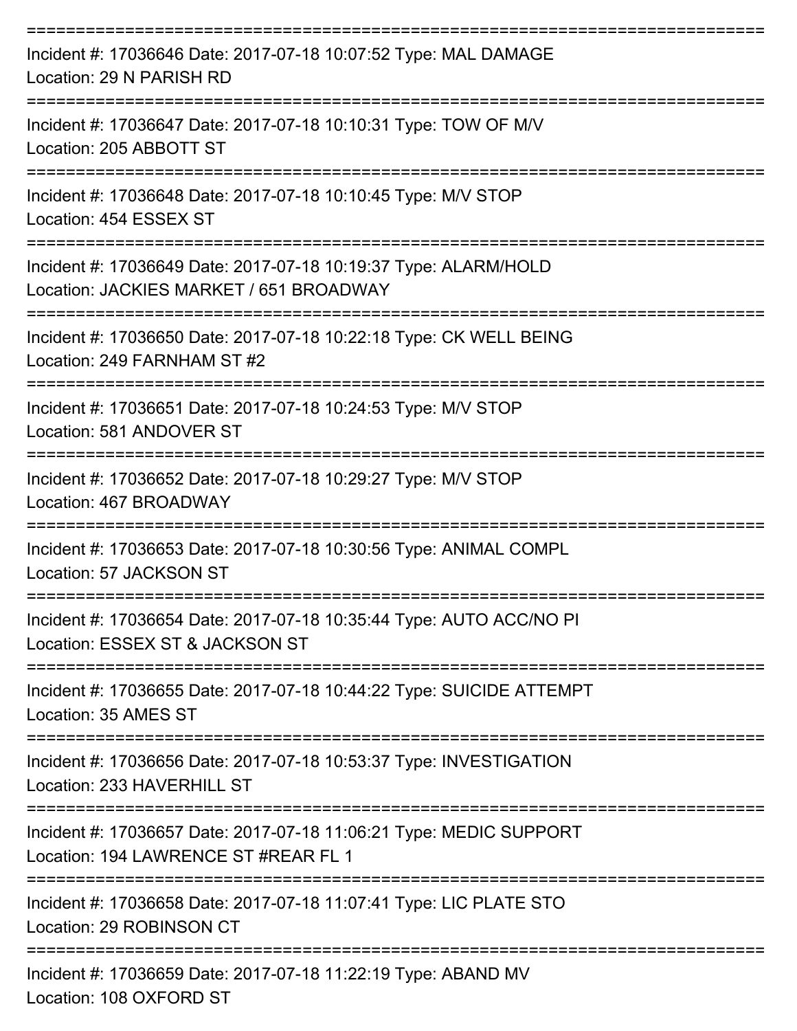===========================================================================
Incident #: 17036646 Date: 2017-07-18 10:07:52 Type: MAL DAMAGE
Location: 29 N PARISH RD
===========================================================================
Incident #: 17036647 Date: 2017-07-18 10:10:31 Type: TOW OF M/V
Location: 205 ABBOTT ST
===========================================================================
Incident #: 17036648 Date: 2017-07-18 10:10:45 Type: M/V STOP
Location: 454 ESSEX ST
===========================================================================
Incident #: 17036649 Date: 2017-07-18 10:19:37 Type: ALARM/HOLD
Location: JACKIES MARKET / 651 BROADWAY
===========================================================================
Incident #: 17036650 Date: 2017-07-18 10:22:18 Type: CK WELL BEING
Location: 249 FARNHAM ST #2
===========================================================================
Incident #: 17036651 Date: 2017-07-18 10:24:53 Type: M/V STOP
Location: 581 ANDOVER ST
===========================================================================
Incident #: 17036652 Date: 2017-07-18 10:29:27 Type: M/V STOP
Location: 467 BROADWAY
===========================================================================
Incident #: 17036653 Date: 2017-07-18 10:30:56 Type: ANIMAL COMPL
Location: 57 JACKSON ST
===========================================================================
Incident #: 17036654 Date: 2017-07-18 10:35:44 Type: AUTO ACC/NO PI
Location: ESSEX ST & JACKSON ST
===========================================================================
Incident #: 17036655 Date: 2017-07-18 10:44:22 Type: SUICIDE ATTEMPT
Location: 35 AMES ST
===========================================================================
Incident #: 17036656 Date: 2017-07-18 10:53:37 Type: INVESTIGATION
Location: 233 HAVERHILL ST
===========================================================================
Incident #: 17036657 Date: 2017-07-18 11:06:21 Type: MEDIC SUPPORT
Location: 194 LAWRENCE ST #REAR FL 1
===========================================================================
Incident #: 17036658 Date: 2017-07-18 11:07:41 Type: LIC PLATE STO
Location: 29 ROBINSON CT
===========================================================================
Incident #: 17036659 Date: 2017-07-18 11:22:19 Type: ABAND MV
Location: 108 OXFORD ST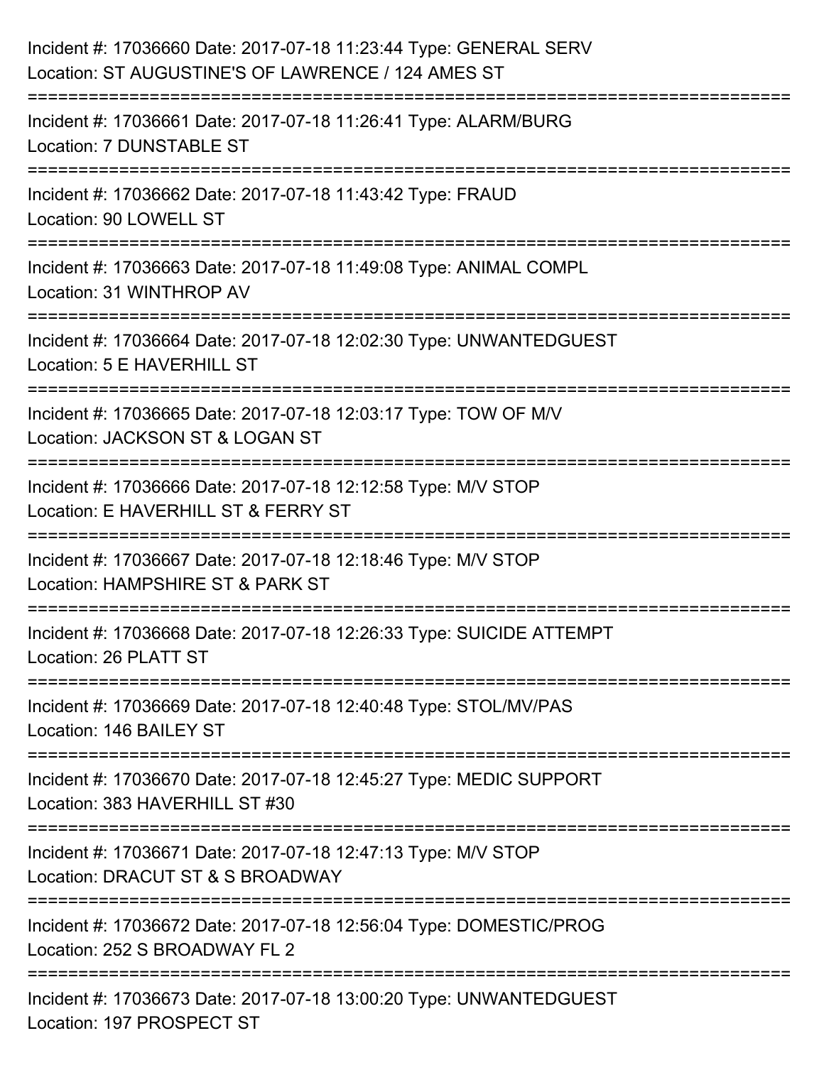Incident #: 17036660 Date: 2017-07-18 11:23:44 Type: GENERAL SERV
Location: ST AUGUSTINE'S OF LAWRENCE / 124 AMES ST

===========================================================================

Incident #: 17036661 Date: 2017-07-18 11:26:41 Type: ALARM/BURG
Location: 7 DUNSTABLE ST

===========================================================================

Incident #: 17036662 Date: 2017-07-18 11:43:42 Type: FRAUD
Location: 90 LOWELL ST

===========================================================================

Incident #: 17036663 Date: 2017-07-18 11:49:08 Type: ANIMAL COMPL
Location: 31 WINTHROP AV

===========================================================================

Incident #: 17036664 Date: 2017-07-18 12:02:30 Type: UNWANTEDGUEST
Location: 5 E HAVERHILL ST

===========================================================================

Incident #: 17036665 Date: 2017-07-18 12:03:17 Type: TOW OF M/V
Location: JACKSON ST & LOGAN ST

===========================================================================

Incident #: 17036666 Date: 2017-07-18 12:12:58 Type: M/V STOP
Location: E HAVERHILL ST & FERRY ST

===========================================================================

Incident #: 17036667 Date: 2017-07-18 12:18:46 Type: M/V STOP
Location: HAMPSHIRE ST & PARK ST

===========================================================================

Incident #: 17036668 Date: 2017-07-18 12:26:33 Type: SUICIDE ATTEMPT
Location: 26 PLATT ST

===========================================================================

Incident #: 17036669 Date: 2017-07-18 12:40:48 Type: STOL/MV/PAS
Location: 146 BAILEY ST

===========================================================================

Incident #: 17036670 Date: 2017-07-18 12:45:27 Type: MEDIC SUPPORT
Location: 383 HAVERHILL ST #30

===========================================================================

Incident #: 17036671 Date: 2017-07-18 12:47:13 Type: M/V STOP
Location: DRACUT ST & S BROADWAY

===========================================================================

Incident #: 17036672 Date: 2017-07-18 12:56:04 Type: DOMESTIC/PROG
Location: 252 S BROADWAY FL 2

===========================================================================

Incident #: 17036673 Date: 2017-07-18 13:00:20 Type: UNWANTEDGUEST
Location: 197 PROSPECT ST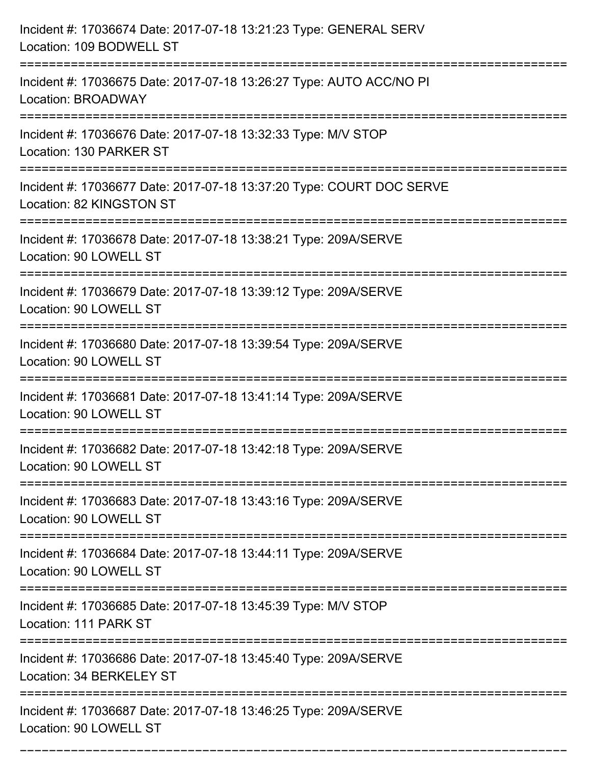Incident #: 17036674 Date: 2017-07-18 13:21:23 Type: GENERAL SERV
Location: 109 BODWELL ST

===========================================================================

Incident #: 17036675 Date: 2017-07-18 13:26:27 Type: AUTO ACC/NO PI
Location: BROADWAY

===========================================================================

Incident #: 17036676 Date: 2017-07-18 13:32:33 Type: M/V STOP
Location: 130 PARKER ST

===========================================================================

Incident #: 17036677 Date: 2017-07-18 13:37:20 Type: COURT DOC SERVE
Location: 82 KINGSTON ST

===========================================================================

Incident #: 17036678 Date: 2017-07-18 13:38:21 Type: 209A/SERVE
Location: 90 LOWELL ST

===========================================================================

Incident #: 17036679 Date: 2017-07-18 13:39:12 Type: 209A/SERVE
Location: 90 LOWELL ST

===========================================================================

Incident #: 17036680 Date: 2017-07-18 13:39:54 Type: 209A/SERVE
Location: 90 LOWELL ST

===========================================================================

Incident #: 17036681 Date: 2017-07-18 13:41:14 Type: 209A/SERVE
Location: 90 LOWELL ST

===========================================================================

Incident #: 17036682 Date: 2017-07-18 13:42:18 Type: 209A/SERVE
Location: 90 LOWELL ST

===========================================================================

Incident #: 17036683 Date: 2017-07-18 13:43:16 Type: 209A/SERVE
Location: 90 LOWELL ST

===========================================================================

Incident #: 17036684 Date: 2017-07-18 13:44:11 Type: 209A/SERVE
Location: 90 LOWELL ST

===========================================================================

Incident #: 17036685 Date: 2017-07-18 13:45:39 Type: M/V STOP
Location: 111 PARK ST

===========================================================================

Incident #: 17036686 Date: 2017-07-18 13:45:40 Type: 209A/SERVE
Location: 34 BERKELEY ST

===========================================================================

Incident #: 17036687 Date: 2017-07-18 13:46:25 Type: 209A/SERVE
Location: 90 LOWELL ST

===========================================================================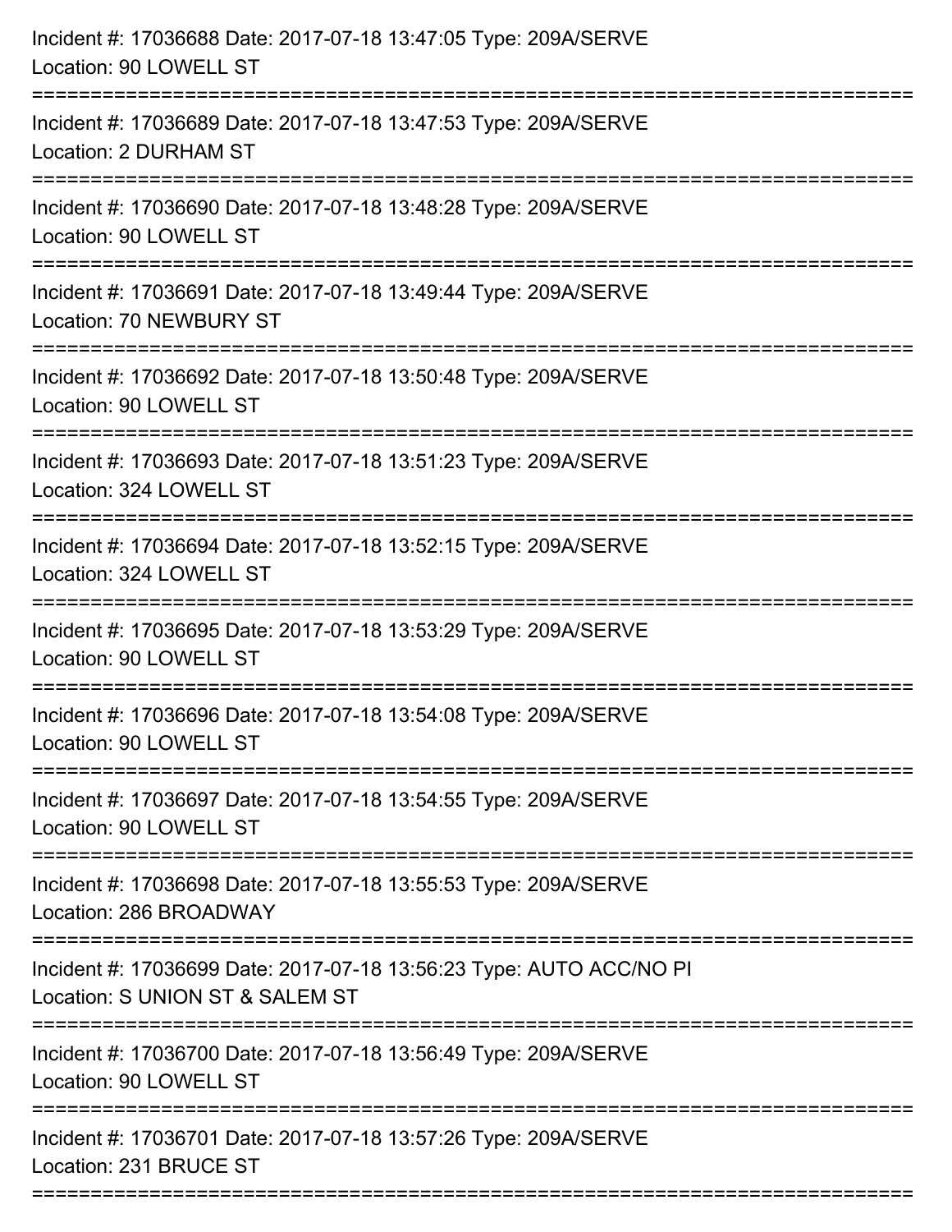Incident #: 17036688 Date: 2017-07-18 13:47:05 Type: 209A/SERVE
Location: 90 LOWELL ST

===========================================================================

Incident #: 17036689 Date: 2017-07-18 13:47:53 Type: 209A/SERVE
Location: 2 DURHAM ST

===========================================================================

Incident #: 17036690 Date: 2017-07-18 13:48:28 Type: 209A/SERVE
Location: 90 LOWELL ST

===========================================================================

Incident #: 17036691 Date: 2017-07-18 13:49:44 Type: 209A/SERVE
Location: 70 NEWBURY ST

===========================================================================

Incident #: 17036692 Date: 2017-07-18 13:50:48 Type: 209A/SERVE
Location: 90 LOWELL ST

===========================================================================

Incident #: 17036693 Date: 2017-07-18 13:51:23 Type: 209A/SERVE
Location: 324 LOWELL ST

===========================================================================

Incident #: 17036694 Date: 2017-07-18 13:52:15 Type: 209A/SERVE
Location: 324 LOWELL ST

===========================================================================

Incident #: 17036695 Date: 2017-07-18 13:53:29 Type: 209A/SERVE
Location: 90 LOWELL ST

===========================================================================

Incident #: 17036696 Date: 2017-07-18 13:54:08 Type: 209A/SERVE
Location: 90 LOWELL ST

===========================================================================

Incident #: 17036697 Date: 2017-07-18 13:54:55 Type: 209A/SERVE
Location: 90 LOWELL ST

===========================================================================

Incident #: 17036698 Date: 2017-07-18 13:55:53 Type: 209A/SERVE
Location: 286 BROADWAY

===========================================================================

Incident #: 17036699 Date: 2017-07-18 13:56:23 Type: AUTO ACC/NO PI
Location: S UNION ST & SALEM ST

===========================================================================

Incident #: 17036700 Date: 2017-07-18 13:56:49 Type: 209A/SERVE
Location: 90 LOWELL ST

===========================================================================

Incident #: 17036701 Date: 2017-07-18 13:57:26 Type: 209A/SERVE
Location: 231 BRUCE ST

===========================================================================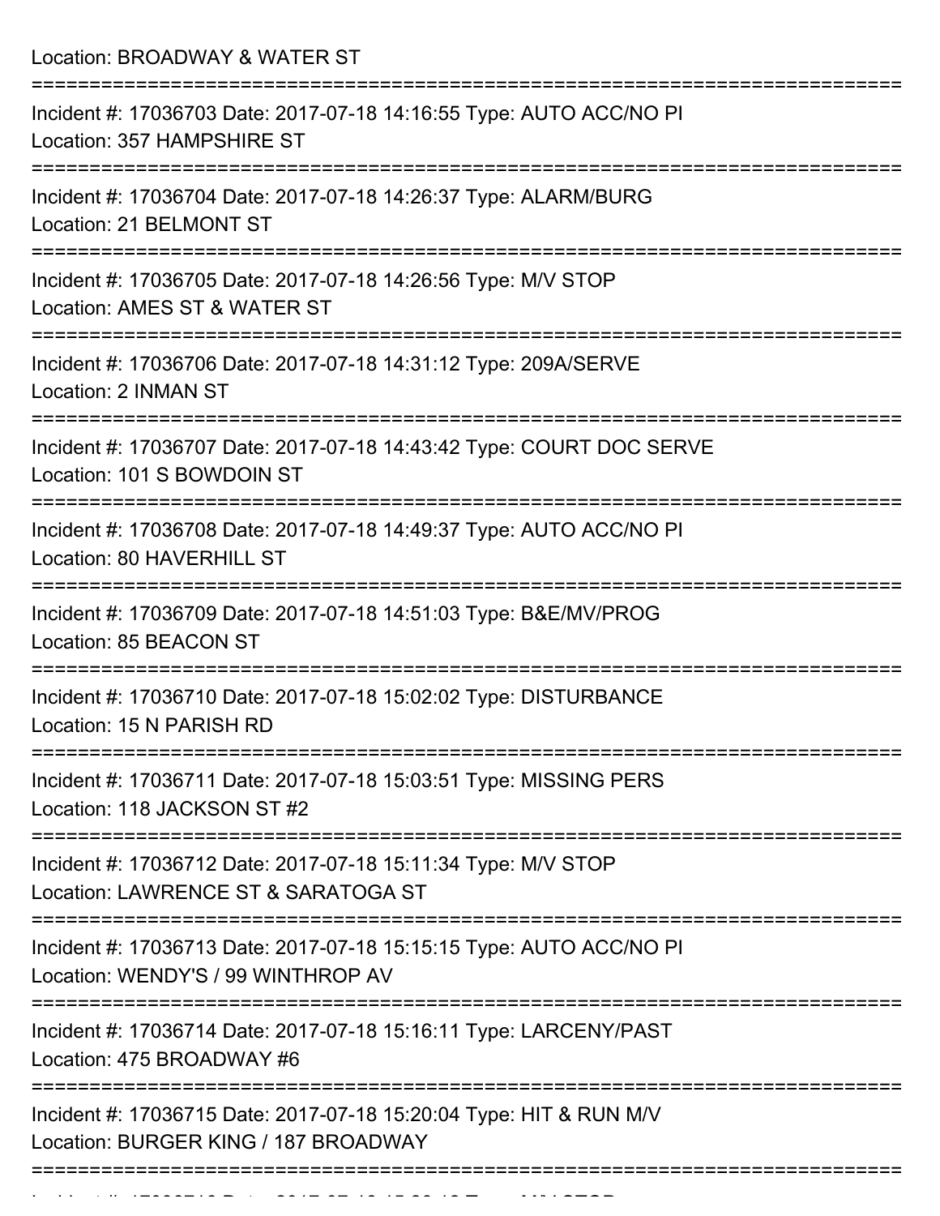Location: BROADWAY & WATER ST

===========================================================================

Incident #: 17036703 Date: 2017-07-18 14:16:55 Type: AUTO ACC/NO PI
Location: 357 HAMPSHIRE ST

===========================================================================

Incident #: 17036704 Date: 2017-07-18 14:26:37 Type: ALARM/BURG
Location: 21 BELMONT ST

===========================================================================

Incident #: 17036705 Date: 2017-07-18 14:26:56 Type: M/V STOP
Location: AMES ST & WATER ST

===========================================================================

Incident #: 17036706 Date: 2017-07-18 14:31:12 Type: 209A/SERVE
Location: 2 INMAN ST

===========================================================================

Incident #: 17036707 Date: 2017-07-18 14:43:42 Type: COURT DOC SERVE
Location: 101 S BOWDOIN ST

===========================================================================

Incident #: 17036708 Date: 2017-07-18 14:49:37 Type: AUTO ACC/NO PI
Location: 80 HAVERHILL ST

===========================================================================

Incident #: 17036709 Date: 2017-07-18 14:51:03 Type: B&E/MV/PROG
Location: 85 BEACON ST

===========================================================================

Incident #: 17036710 Date: 2017-07-18 15:02:02 Type: DISTURBANCE
Location: 15 N PARISH RD

===========================================================================

Incident #: 17036711 Date: 2017-07-18 15:03:51 Type: MISSING PERS
Location: 118 JACKSON ST #2

===========================================================================

Incident #: 17036712 Date: 2017-07-18 15:11:34 Type: M/V STOP
Location: LAWRENCE ST & SARATOGA ST

===========================================================================

Incident #: 17036713 Date: 2017-07-18 15:15:15 Type: AUTO ACC/NO PI
Location: WENDY'S / 99 WINTHROP AV

===========================================================================

Incident #: 17036714 Date: 2017-07-18 15:16:11 Type: LARCENY/PAST
Location: 475 BROADWAY #6

===========================================================================

Incident #: 17036715 Date: 2017-07-18 15:20:04 Type: HIT & RUN M/V
Location: BURGER KING / 187 BROADWAY

===========================================================================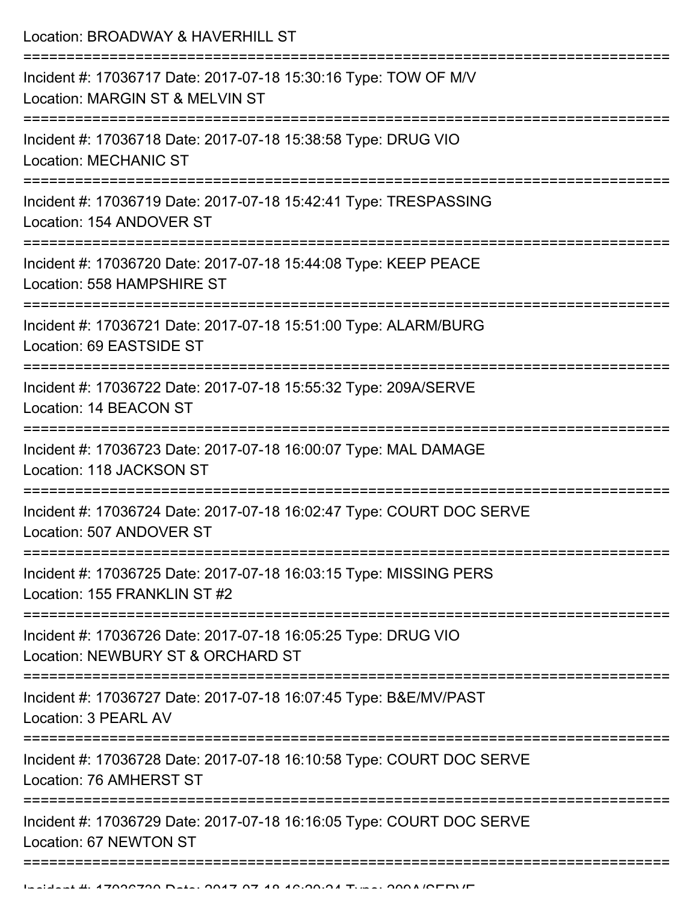Location: BROADWAY & HAVERHILL ST

===========================================================================

Incident #: 17036717 Date: 2017-07-18 15:30:16 Type: TOW OF M/V
Location: MARGIN ST & MELVIN ST

===========================================================================

Incident #: 17036718 Date: 2017-07-18 15:38:58 Type: DRUG VIO
Location: MECHANIC ST

===========================================================================

Incident #: 17036719 Date: 2017-07-18 15:42:41 Type: TRESPASSING
Location: 154 ANDOVER ST

===========================================================================

Incident #: 17036720 Date: 2017-07-18 15:44:08 Type: KEEP PEACE
Location: 558 HAMPSHIRE ST

===========================================================================

Incident #: 17036721 Date: 2017-07-18 15:51:00 Type: ALARM/BURG
Location: 69 EASTSIDE ST

===========================================================================

Incident #: 17036722 Date: 2017-07-18 15:55:32 Type: 209A/SERVE
Location: 14 BEACON ST

===========================================================================

Incident #: 17036723 Date: 2017-07-18 16:00:07 Type: MAL DAMAGE
Location: 118 JACKSON ST

===========================================================================

Incident #: 17036724 Date: 2017-07-18 16:02:47 Type: COURT DOC SERVE
Location: 507 ANDOVER ST

===========================================================================

Incident #: 17036725 Date: 2017-07-18 16:03:15 Type: MISSING PERS
Location: 155 FRANKLIN ST #2

===========================================================================

Incident #: 17036726 Date: 2017-07-18 16:05:25 Type: DRUG VIO
Location: NEWBURY ST & ORCHARD ST

===========================================================================

Incident #: 17036727 Date: 2017-07-18 16:07:45 Type: B&E/MV/PAST
Location: 3 PEARL AV

===========================================================================

Incident #: 17036728 Date: 2017-07-18 16:10:58 Type: COURT DOC SERVE
Location: 76 AMHERST ST

===========================================================================

Incident #: 17036729 Date: 2017-07-18 16:16:05 Type: COURT DOC SERVE
Location: 67 NEWTON ST

===========================================================================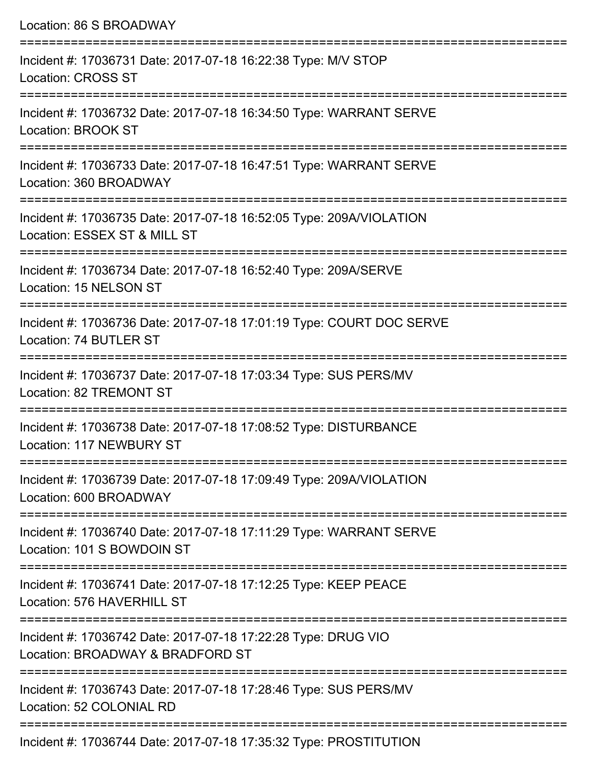Location: 86 S BROADWAY

===========================================================================

Incident #: 17036731 Date: 2017-07-18 16:22:38 Type: M/V STOP

Location: CROSS ST

===========================================================================

Incident #: 17036732 Date: 2017-07-18 16:34:50 Type: WARRANT SERVE

Location: BROOK ST

===========================================================================

Incident #: 17036733 Date: 2017-07-18 16:47:51 Type: WARRANT SERVE

Location: 360 BROADWAY

===========================================================================

Incident #: 17036735 Date: 2017-07-18 16:52:05 Type: 209A/VIOLATION

Location: ESSEX ST & MILL ST

===========================================================================

Incident #: 17036734 Date: 2017-07-18 16:52:40 Type: 209A/SERVE

Location: 15 NELSON ST

===========================================================================

Incident #: 17036736 Date: 2017-07-18 17:01:19 Type: COURT DOC SERVE

Location: 74 BUTLER ST

===========================================================================

Incident #: 17036737 Date: 2017-07-18 17:03:34 Type: SUS PERS/MV

Location: 82 TREMONT ST

===========================================================================

Incident #: 17036738 Date: 2017-07-18 17:08:52 Type: DISTURBANCE

Location: 117 NEWBURY ST

===========================================================================

Incident #: 17036739 Date: 2017-07-18 17:09:49 Type: 209A/VIOLATION

Location: 600 BROADWAY

===========================================================================

Incident #: 17036740 Date: 2017-07-18 17:11:29 Type: WARRANT SERVE

Location: 101 S BOWDOIN ST

===========================================================================

Incident #: 17036741 Date: 2017-07-18 17:12:25 Type: KEEP PEACE

Location: 576 HAVERHILL ST

===========================================================================

Incident #: 17036742 Date: 2017-07-18 17:22:28 Type: DRUG VIO

Location: BROADWAY & BRADFORD ST

===========================================================================

Incident #: 17036743 Date: 2017-07-18 17:28:46 Type: SUS PERS/MV

Location: 52 COLONIAL RD

===========================================================================

Incident #: 17036744 Date: 2017-07-18 17:35:32 Type: PROSTITUTION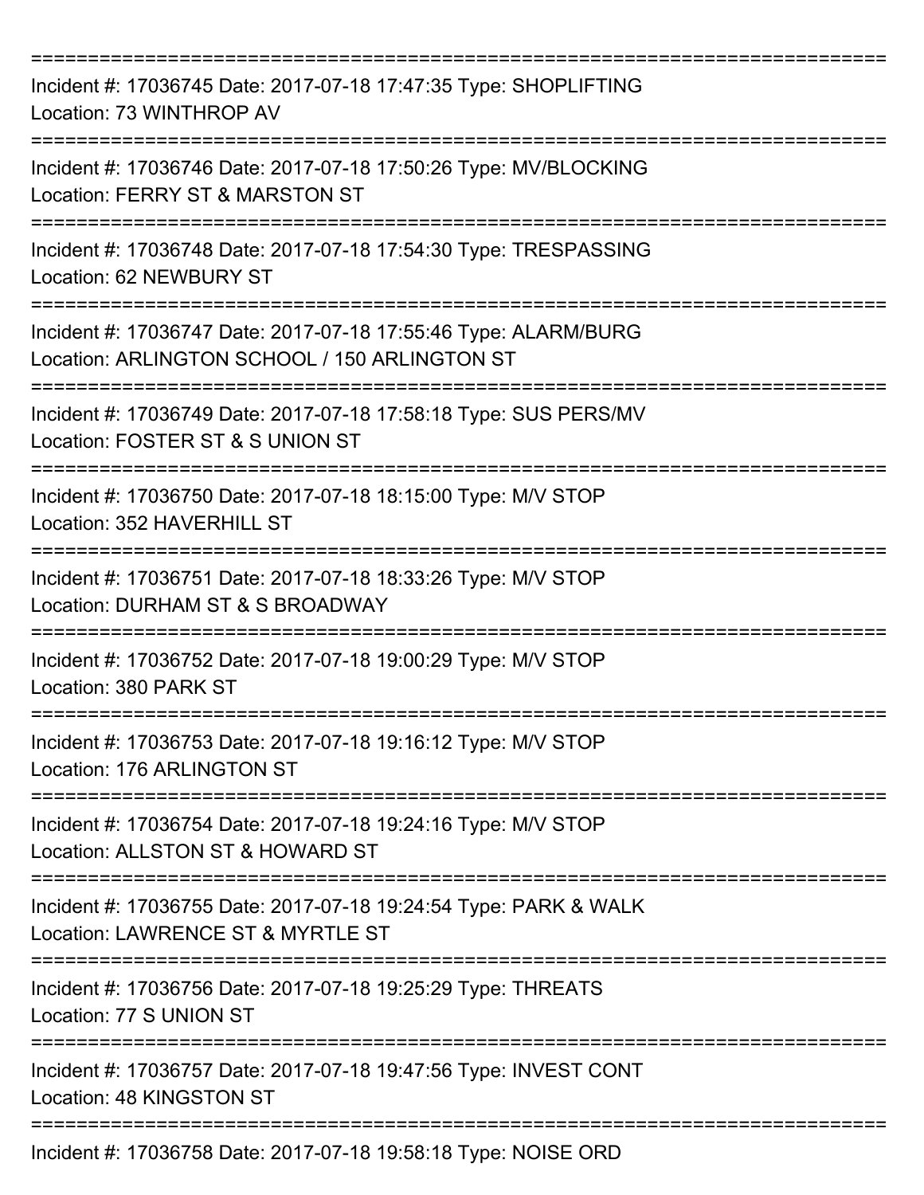===========================================================================

Incident #: 17036745 Date: 2017-07-18 17:47:35 Type: SHOPLIFTING
Location: 73 WINTHROP AV

===========================================================================

Incident #: 17036746 Date: 2017-07-18 17:50:26 Type: MV/BLOCKING
Location: FERRY ST & MARSTON ST

===========================================================================

Incident #: 17036748 Date: 2017-07-18 17:54:30 Type: TRESPASSING
Location: 62 NEWBURY ST

===========================================================================

Incident #: 17036747 Date: 2017-07-18 17:55:46 Type: ALARM/BURG
Location: ARLINGTON SCHOOL / 150 ARLINGTON ST

===========================================================================

Incident #: 17036749 Date: 2017-07-18 17:58:18 Type: SUS PERS/MV
Location: FOSTER ST & S UNION ST

===========================================================================

Incident #: 17036750 Date: 2017-07-18 18:15:00 Type: M/V STOP
Location: 352 HAVERHILL ST

===========================================================================

Incident #: 17036751 Date: 2017-07-18 18:33:26 Type: M/V STOP
Location: DURHAM ST & S BROADWAY

===========================================================================

Incident #: 17036752 Date: 2017-07-18 19:00:29 Type: M/V STOP
Location: 380 PARK ST

===========================================================================

Incident #: 17036753 Date: 2017-07-18 19:16:12 Type: M/V STOP
Location: 176 ARLINGTON ST

===========================================================================

Incident #: 17036754 Date: 2017-07-18 19:24:16 Type: M/V STOP
Location: ALLSTON ST & HOWARD ST

===========================================================================

Incident #: 17036755 Date: 2017-07-18 19:24:54 Type: PARK & WALK
Location: LAWRENCE ST & MYRTLE ST

===========================================================================

Incident #: 17036756 Date: 2017-07-18 19:25:29 Type: THREATS
Location: 77 S UNION ST

===========================================================================

Incident #: 17036757 Date: 2017-07-18 19:47:56 Type: INVEST CONT
Location: 48 KINGSTON ST

===========================================================================

Incident #: 17036758 Date: 2017-07-18 19:58:18 Type: NOISE ORD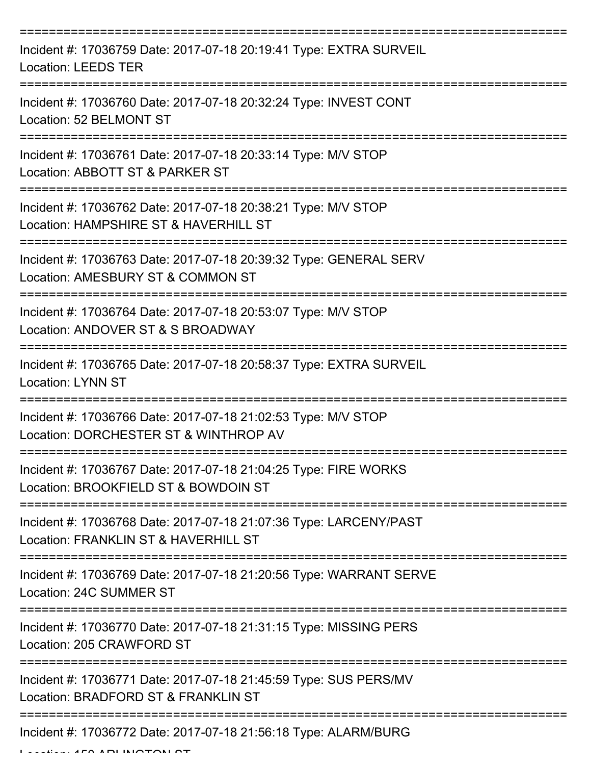Incident #: 17036759 Date: 2017-07-18 20:19:41 Type: EXTRA SURVEIL
Location: LEEDS TER

Incident #: 17036760 Date: 2017-07-18 20:32:24 Type: INVEST CONT
Location: 52 BELMONT ST

Incident #: 17036761 Date: 2017-07-18 20:33:14 Type: M/V STOP
Location: ABBOTT ST & PARKER ST

Incident #: 17036762 Date: 2017-07-18 20:38:21 Type: M/V STOP
Location: HAMPSHIRE ST & HAVERHILL ST

Incident #: 17036763 Date: 2017-07-18 20:39:32 Type: GENERAL SERV
Location: AMESBURY ST & COMMON ST

Incident #: 17036764 Date: 2017-07-18 20:53:07 Type: M/V STOP
Location: ANDOVER ST & S BROADWAY

Incident #: 17036765 Date: 2017-07-18 20:58:37 Type: EXTRA SURVEIL
Location: LYNN ST

Incident #: 17036766 Date: 2017-07-18 21:02:53 Type: M/V STOP
Location: DORCHESTER ST & WINTHROP AV

Incident #: 17036767 Date: 2017-07-18 21:04:25 Type: FIRE WORKS
Location: BROOKFIELD ST & BOWDOIN ST

Incident #: 17036768 Date: 2017-07-18 21:07:36 Type: LARCENY/PAST
Location: FRANKLIN ST & HAVERHILL ST

Incident #: 17036769 Date: 2017-07-18 21:20:56 Type: WARRANT SERVE
Location: 24C SUMMER ST

Incident #: 17036770 Date: 2017-07-18 21:31:15 Type: MISSING PERS
Location: 205 CRAWFORD ST

Incident #: 17036771 Date: 2017-07-18 21:45:59 Type: SUS PERS/MV
Location: BRADFORD ST & FRANKLIN ST

Incident #: 17036772 Date: 2017-07-18 21:56:18 Type: ALARM/BURG
Location: 150 ARLINGTON ST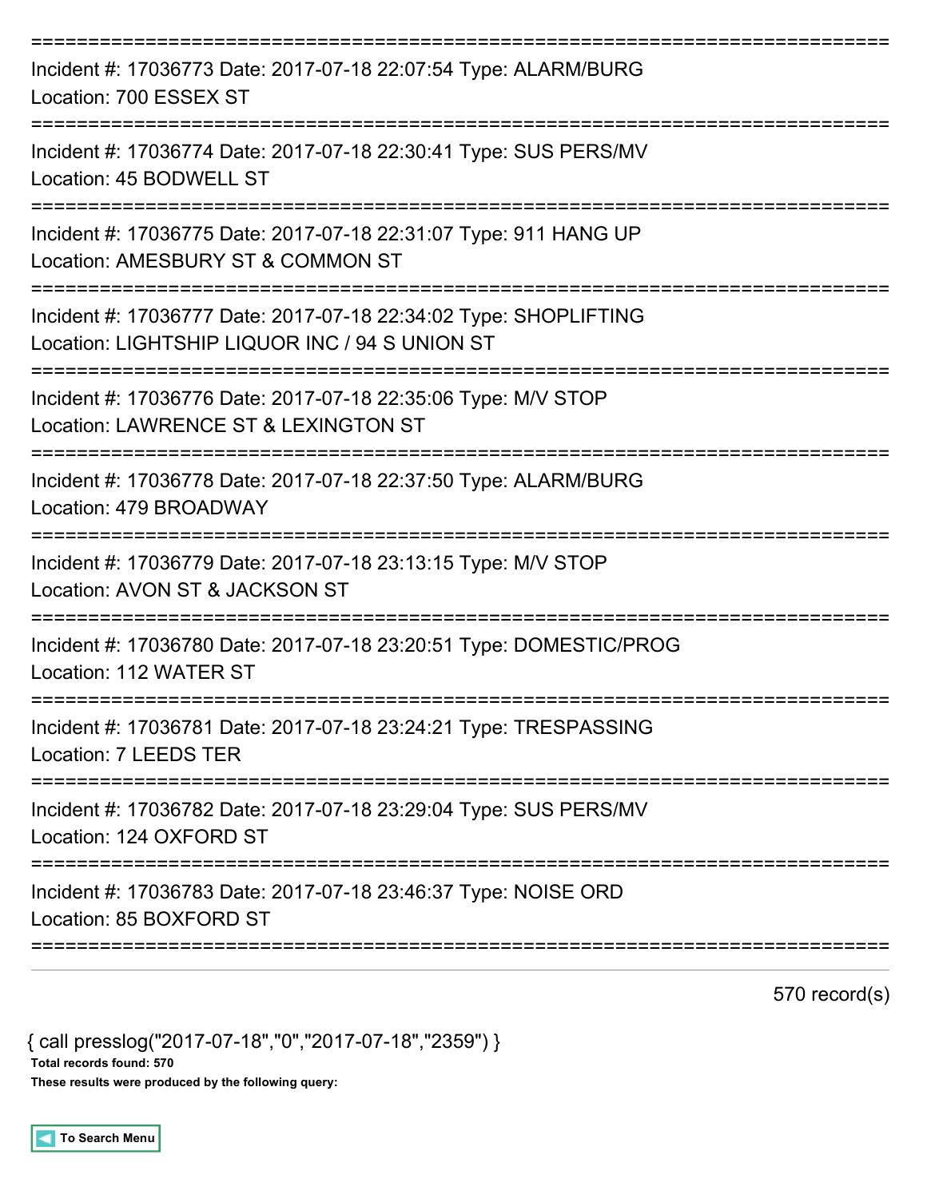===========================================================================

Incident #: 17036773 Date: 2017-07-18 22:07:54 Type: ALARM/BURG
Location: 700 ESSEX ST

===========================================================================

Incident #: 17036774 Date: 2017-07-18 22:30:41 Type: SUS PERS/MV
Location: 45 BODWELL ST

===========================================================================

Incident #: 17036775 Date: 2017-07-18 22:31:07 Type: 911 HANG UP
Location: AMESBURY ST & COMMON ST

===========================================================================

Incident #: 17036777 Date: 2017-07-18 22:34:02 Type: SHOPLIFTING
Location: LIGHTSHIP LIQUOR INC / 94 S UNION ST

===========================================================================

Incident #: 17036776 Date: 2017-07-18 22:35:06 Type: M/V STOP
Location: LAWRENCE ST & LEXINGTON ST

===========================================================================

Incident #: 17036778 Date: 2017-07-18 22:37:50 Type: ALARM/BURG
Location: 479 BROADWAY

===========================================================================

Incident #: 17036779 Date: 2017-07-18 23:13:15 Type: M/V STOP
Location: AVON ST & JACKSON ST

===========================================================================

Incident #: 17036780 Date: 2017-07-18 23:20:51 Type: DOMESTIC/PROG
Location: 112 WATER ST

===========================================================================

Incident #: 17036781 Date: 2017-07-18 23:24:21 Type: TRESPASSING
Location: 7 LEEDS TER

===========================================================================

Incident #: 17036782 Date: 2017-07-18 23:29:04 Type: SUS PERS/MV
Location: 124 OXFORD ST

===========================================================================

Incident #: 17036783 Date: 2017-07-18 23:46:37 Type: NOISE ORD
Location: 85 BOXFORD ST

===========================================================================

570 record(s)

{ call presslog("2017-07-18","0","2017-07-18","2359") }

**Total records found: 570**

**These results were produced by the following query:**

To Search Menu